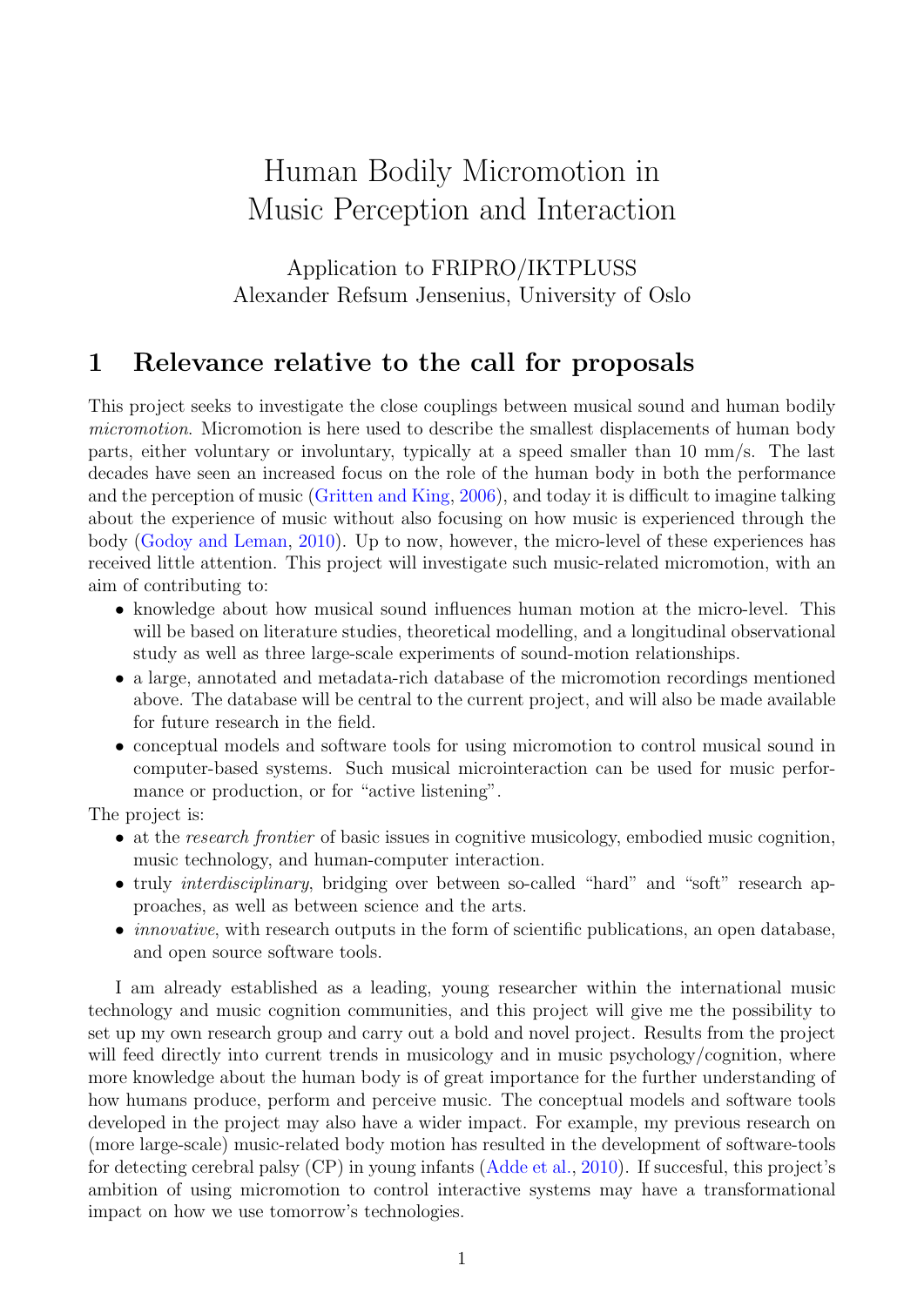# Human Bodily Micromotion in Music Perception and Interaction

Application to FRIPRO/IKTPLUSS
Alexander Refsum Jensenius, University of Oslo

## 1 Relevance relative to the call for proposals

This project seeks to investigate the close couplings between musical sound and human bodily *micromotion*. Micromotion is here used to describe the smallest displacements of human body parts, either voluntary or involuntary, typically at a speed smaller than 10 mm/s. The last decades have seen an increased focus on the role of the human body in both the performance and the perception of music (Gritten and King, 2006), and today it is difficult to imagine talking about the experience of music without also focusing on how music is experienced through the body (Godoy and Leman, 2010). Up to now, however, the micro-level of these experiences has received little attention. This project will investigate such music-related micromotion, with an aim of contributing to:

- knowledge about how musical sound influences human motion at the micro-level. This will be based on literature studies, theoretical modelling, and a longitudinal observational study as well as three large-scale experiments of sound-motion relationships.
- a large, annotated and metadata-rich database of the micromotion recordings mentioned above. The database will be central to the current project, and will also be made available for future research in the field.
- conceptual models and software tools for using micromotion to control musical sound in computer-based systems. Such musical microinteraction can be used for music performance or production, or for "active listening".

The project is:

- at the *research frontier* of basic issues in cognitive musicology, embodied music cognition, music technology, and human-computer interaction.
- truly *interdisciplinary*, bridging over between so-called "hard" and "soft" research approaches, as well as between science and the arts.
- *innovative*, with research outputs in the form of scientific publications, an open database, and open source software tools.

I am already established as a leading, young researcher within the international music technology and music cognition communities, and this project will give me the possibility to set up my own research group and carry out a bold and novel project. Results from the project will feed directly into current trends in musicology and in music psychology/cognition, where more knowledge about the human body is of great importance for the further understanding of how humans produce, perform and perceive music. The conceptual models and software tools developed in the project may also have a wider impact. For example, my previous research on (more large-scale) music-related body motion has resulted in the development of software-tools for detecting cerebral palsy (CP) in young infants (Adde et al., 2010). If succesful, this project's ambition of using micromotion to control interactive systems may have a transformational impact on how we use tomorrow's technologies.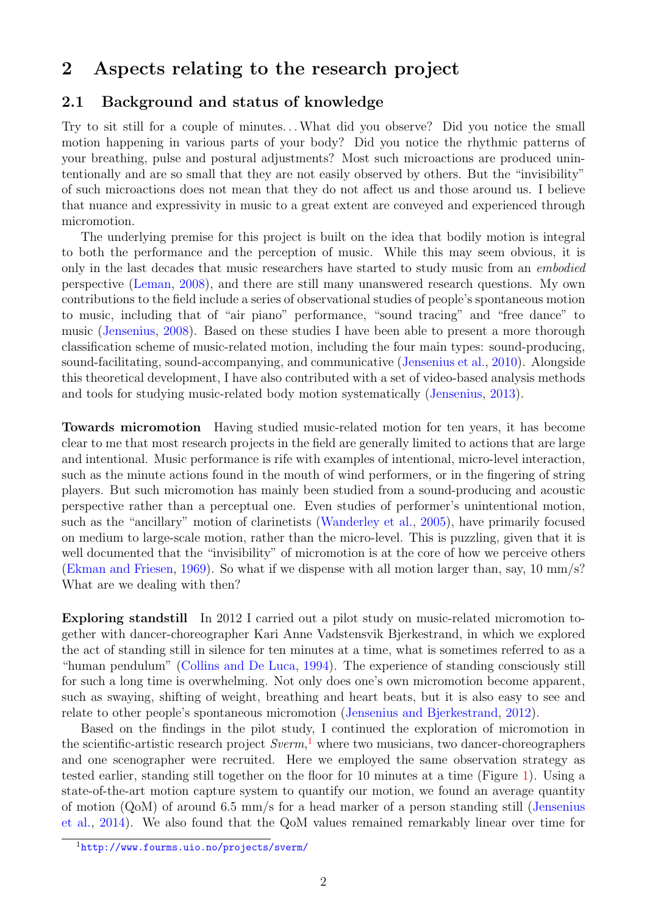## 2 Aspects relating to the research project

### 2.1 Background and status of knowledge

Try to sit still for a couple of minutes... What did you observe? Did you notice the small motion happening in various parts of your body? Did you notice the rhythmic patterns of your breathing, pulse and postural adjustments? Most such microactions are produced unintentionally and are so small that they are not easily observed by others. But the "invisibility" of such microactions does not mean that they do not affect us and those around us. I believe that nuance and expressivity in music to a great extent are conveyed and experienced through micromotion.

The underlying premise for this project is built on the idea that bodily motion is integral to both the performance and the perception of music. While this may seem obvious, it is only in the last decades that music researchers have started to study music from an *embodied* perspective (Leman, 2008), and there are still many unanswered research questions. My own contributions to the field include a series of observational studies of people's spontaneous motion to music, including that of "air piano" performance, "sound tracing" and "free dance" to music (Jensenius, 2008). Based on these studies I have been able to present a more thorough classification scheme of music-related motion, including the four main types: sound-producing, sound-facilitating, sound-accompanying, and communicative (Jensenius et al., 2010). Alongside this theoretical development, I have also contributed with a set of video-based analysis methods and tools for studying music-related body motion systematically (Jensenius, 2013).

**Towards micromotion** Having studied music-related motion for ten years, it has become clear to me that most research projects in the field are generally limited to actions that are large and intentional. Music performance is rife with examples of intentional, micro-level interaction, such as the minute actions found in the mouth of wind performers, or in the fingering of string players. But such micromotion has mainly been studied from a sound-producing and acoustic perspective rather than a perceptual one. Even studies of performer's unintentional motion, such as the "ancillary" motion of clarinetists (Wanderley et al., 2005), have primarily focused on medium to large-scale motion, rather than the micro-level. This is puzzling, given that it is well documented that the "invisibility" of micromotion is at the core of how we perceive others (Ekman and Friesen, 1969). So what if we dispense with all motion larger than, say, 10 mm/s? What are we dealing with then?

**Exploring standstill** In 2012 I carried out a pilot study on music-related micromotion together with dancer-choreographer Kari Anne Vadstensvik Bjerkestrand, in which we explored the act of standing still in silence for ten minutes at a time, what is sometimes referred to as a "human pendulum" (Collins and De Luca, 1994). The experience of standing consciously still for such a long time is overwhelming. Not only does one's own micromotion become apparent, such as swaying, shifting of weight, breathing and heart beats, but it is also easy to see and relate to other people's spontaneous micromotion (Jensenius and Bjerkestrand, 2012).

Based on the findings in the pilot study, I continued the exploration of micromotion in the scientific-artistic research project *Sverm*,[1] where two musicians, two dancer-choreographers and one scenographer were recruited. Here we employed the same observation strategy as tested earlier, standing still together on the floor for 10 minutes at a time (Figure 1). Using a state-of-the-art motion capture system to quantify our motion, we found an average quantity of motion (QoM) of around 6.5 mm/s for a head marker of a person standing still (Jensenius et al., 2014). We also found that the QoM values remained remarkably linear over time for

[1] http://www.fourms.uio.no/projects/sverm/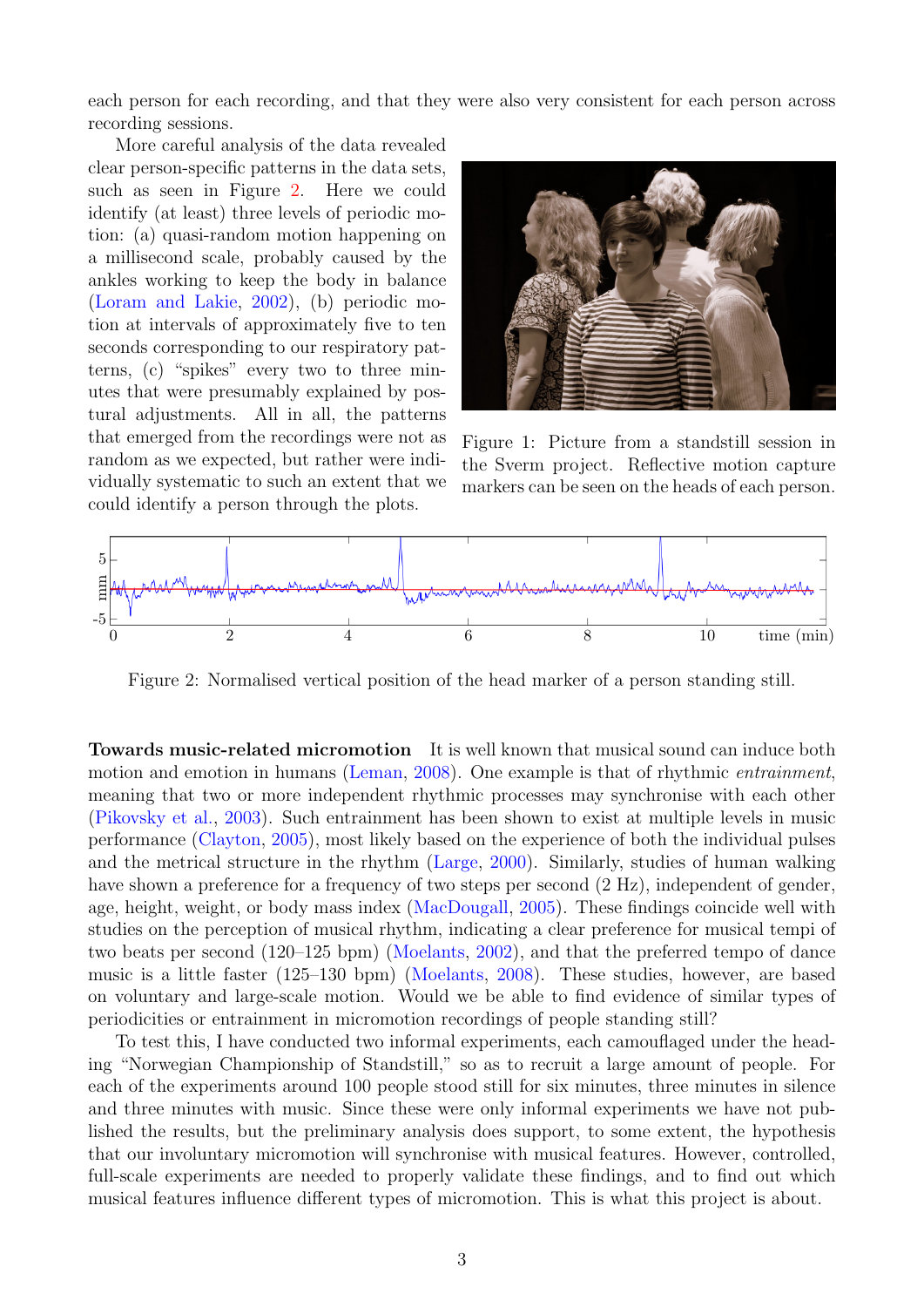each person for each recording, and that they were also very consistent for each person across recording sessions.

More careful analysis of the data revealed clear person-specific patterns in the data sets, such as seen in Figure 2. Here we could identify (at least) three levels of periodic motion: (a) quasi-random motion happening on a millisecond scale, probably caused by the ankles working to keep the body in balance (Loram and Lakie, 2002), (b) periodic motion at intervals of approximately five to ten seconds corresponding to our respiratory patterns, (c) "spikes" every two to three minutes that were presumably explained by postural adjustments. All in all, the patterns that emerged from the recordings were not as random as we expected, but rather were individually systematic to such an extent that we could identify a person through the plots.

Figure 1: Picture from a standstill session in the Sverm project. Reflective motion capture markers can be seen on the heads of each person.

5
mm
-5
0
2
4
6
8
10
time (min)

Figure 2: Normalised vertical position of the head marker of a person standing still.

**Towards music-related micromotion** It is well known that musical sound can induce both motion and emotion in humans (Leman, 2008). One example is that of rhythmic *entrainment*, meaning that two or more independent rhythmic processes may synchronise with each other (Pikovsky et al., 2003). Such entrainment has been shown to exist at multiple levels in music performance (Clayton, 2005), most likely based on the experience of both the individual pulses and the metrical structure in the rhythm (Large, 2000). Similarly, studies of human walking have shown a preference for a frequency of two steps per second (2 Hz), independent of gender, age, height, weight, or body mass index (MacDougall, 2005). These findings coincide well with studies on the perception of musical rhythm, indicating a clear preference for musical tempi of two beats per second (120–125 bpm) (Moelants, 2002), and that the preferred tempo of dance music is a little faster (125–130 bpm) (Moelants, 2008). These studies, however, are based on voluntary and large-scale motion. Would we be able to find evidence of similar types of periodicities or entrainment in micromotion recordings of people standing still?

To test this, I have conducted two informal experiments, each camouflaged under the heading "Norwegian Championship of Standstill," so as to recruit a large amount of people. For each of the experiments around 100 people stood still for six minutes, three minutes in silence and three minutes with music. Since these were only informal experiments we have not published the results, but the preliminary analysis does support, to some extent, the hypothesis that our involuntary micromotion will synchronise with musical features. However, controlled, full-scale experiments are needed to properly validate these findings, and to find out which musical features influence different types of micromotion. This is what this project is about.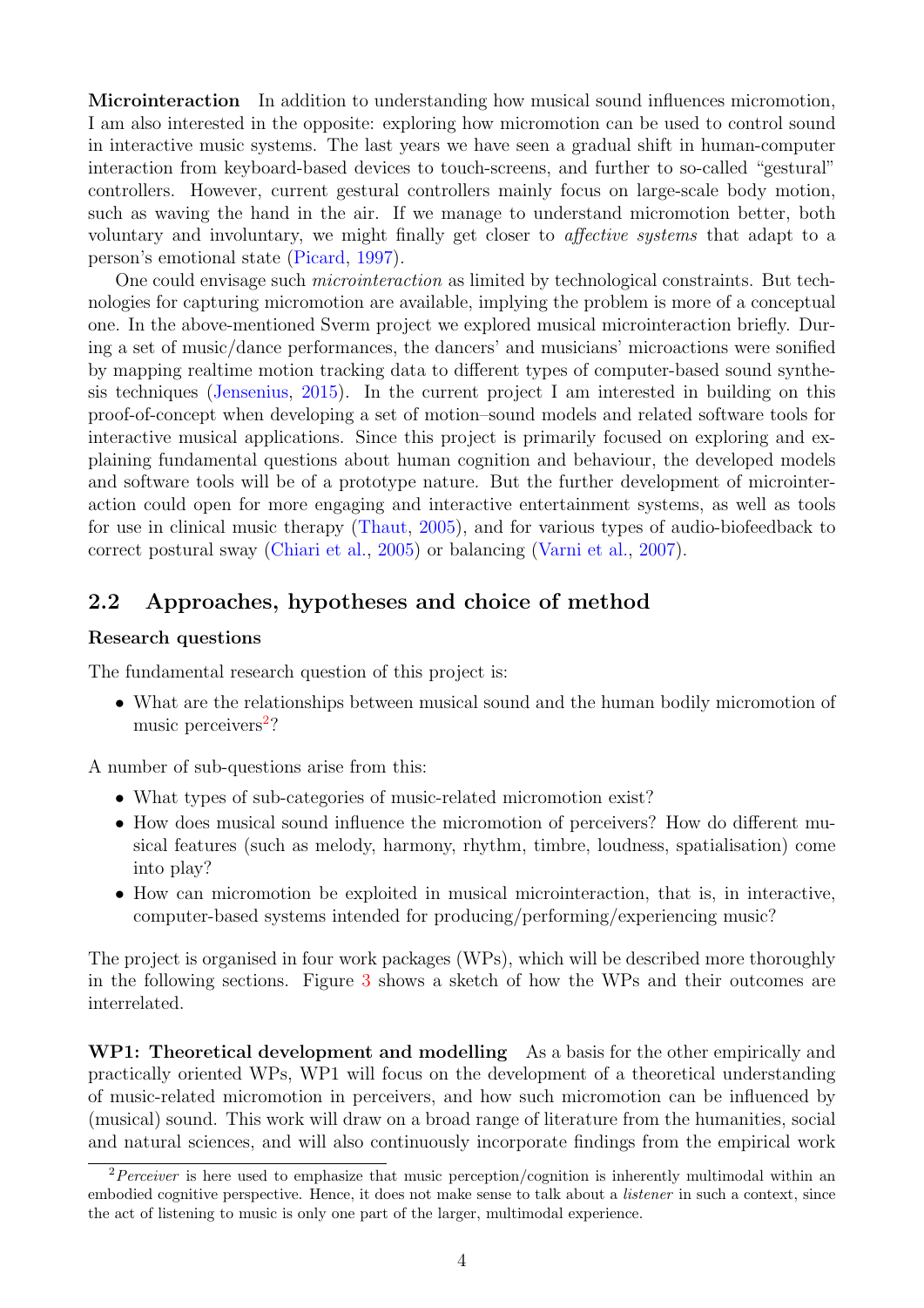**Microinteraction** In addition to understanding how musical sound influences micromotion, I am also interested in the opposite: exploring how micromotion can be used to control sound in interactive music systems. The last years we have seen a gradual shift in human-computer interaction from keyboard-based devices to touch-screens, and further to so-called "gestural" controllers. However, current gestural controllers mainly focus on large-scale body motion, such as waving the hand in the air. If we manage to understand micromotion better, both voluntary and involuntary, we might finally get closer to *affective systems* that adapt to a person's emotional state (Picard, 1997).

One could envisage such *microinteraction* as limited by technological constraints. But technologies for capturing micromotion are available, implying the problem is more of a conceptual one. In the above-mentioned Sverm project we explored musical microinteraction briefly. During a set of music/dance performances, the dancers' and musicians' microactions were sonified by mapping realtime motion tracking data to different types of computer-based sound synthesis techniques (Jensenius, 2015). In the current project I am interested in building on this proof-of-concept when developing a set of motion–sound models and related software tools for interactive musical applications. Since this project is primarily focused on exploring and explaining fundamental questions about human cognition and behaviour, the developed models and software tools will be of a prototype nature. But the further development of microinteraction could open for more engaging and interactive entertainment systems, as well as tools for use in clinical music therapy (Thaut, 2005), and for various types of audio-biofeedback to correct postural sway (Chiari et al., 2005) or balancing (Varni et al., 2007).

## 2.2 Approaches, hypotheses and choice of method

**Research questions**

The fundamental research question of this project is:

- What are the relationships between musical sound and the human bodily micromotion of music perceivers[2]?

A number of sub-questions arise from this:

- What types of sub-categories of music-related micromotion exist?
- How does musical sound influence the micromotion of perceivers? How do different musical features (such as melody, harmony, rhythm, timbre, loudness, spatialisation) come into play?
- How can micromotion be exploited in musical microinteraction, that is, in interactive, computer-based systems intended for producing/performing/experiencing music?

The project is organised in four work packages (WPs), which will be described more thoroughly in the following sections. Figure 3 shows a sketch of how the WPs and their outcomes are interrelated.

**WP1: Theoretical development and modelling** As a basis for the other empirically and practically oriented WPs, WP1 will focus on the development of a theoretical understanding of music-related micromotion in perceivers, and how such micromotion can be influenced by (musical) sound. This work will draw on a broad range of literature from the humanities, social and natural sciences, and will also continuously incorporate findings from the empirical work

[2] *Perceiver* is here used to emphasize that music perception/cognition is inherently multimodal within an embodied cognitive perspective. Hence, it does not make sense to talk about a *listener* in such a context, since the act of listening to music is only one part of the larger, multimodal experience.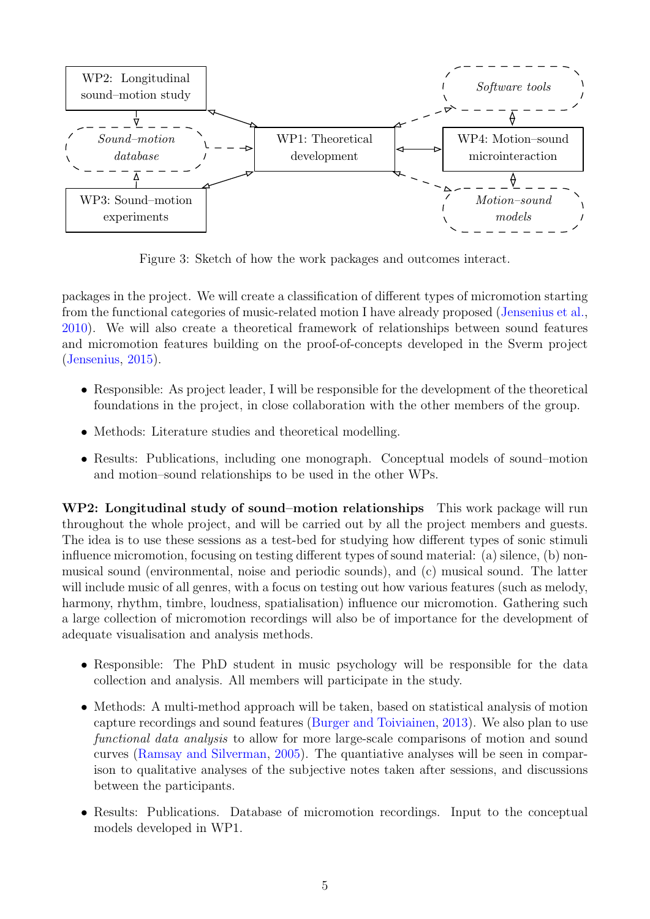WP2: Longitudinal sound–motion study

*Sound–motion database*

WP3: Sound–motion experiments

WP1: Theoretical development

*Software tools*

WP4: Motion–sound microinteraction

*Motion–sound models*

Figure 3: Sketch of how the work packages and outcomes interact.

packages in the project. We will create a classification of different types of micromotion starting from the functional categories of music-related motion I have already proposed (Jensenius et al., 2010). We will also create a theoretical framework of relationships between sound features and micromotion features building on the proof-of-concepts developed in the Sverm project (Jensenius, 2015).

- Responsible: As project leader, I will be responsible for the development of the theoretical foundations in the project, in close collaboration with the other members of the group.
- Methods: Literature studies and theoretical modelling.
- Results: Publications, including one monograph. Conceptual models of sound–motion and motion–sound relationships to be used in the other WPs.

**WP2: Longitudinal study of sound–motion relationships** This work package will run throughout the whole project, and will be carried out by all the project members and guests. The idea is to use these sessions as a test-bed for studying how different types of sonic stimuli influence micromotion, focusing on testing different types of sound material: (a) silence, (b) non-musical sound (environmental, noise and periodic sounds), and (c) musical sound. The latter will include music of all genres, with a focus on testing out how various features (such as melody, harmony, rhythm, timbre, loudness, spatialisation) influence our micromotion. Gathering such a large collection of micromotion recordings will also be of importance for the development of adequate visualisation and analysis methods.

- Responsible: The PhD student in music psychology will be responsible for the data collection and analysis. All members will participate in the study.
- Methods: A multi-method approach will be taken, based on statistical analysis of motion capture recordings and sound features (Burger and Toiviainen, 2013). We also plan to use *functional data analysis* to allow for more large-scale comparisons of motion and sound curves (Ramsay and Silverman, 2005). The quantiative analyses will be seen in comparison to qualitative analyses of the subjective notes taken after sessions, and discussions between the participants.
- Results: Publications. Database of micromotion recordings. Input to the conceptual models developed in WP1.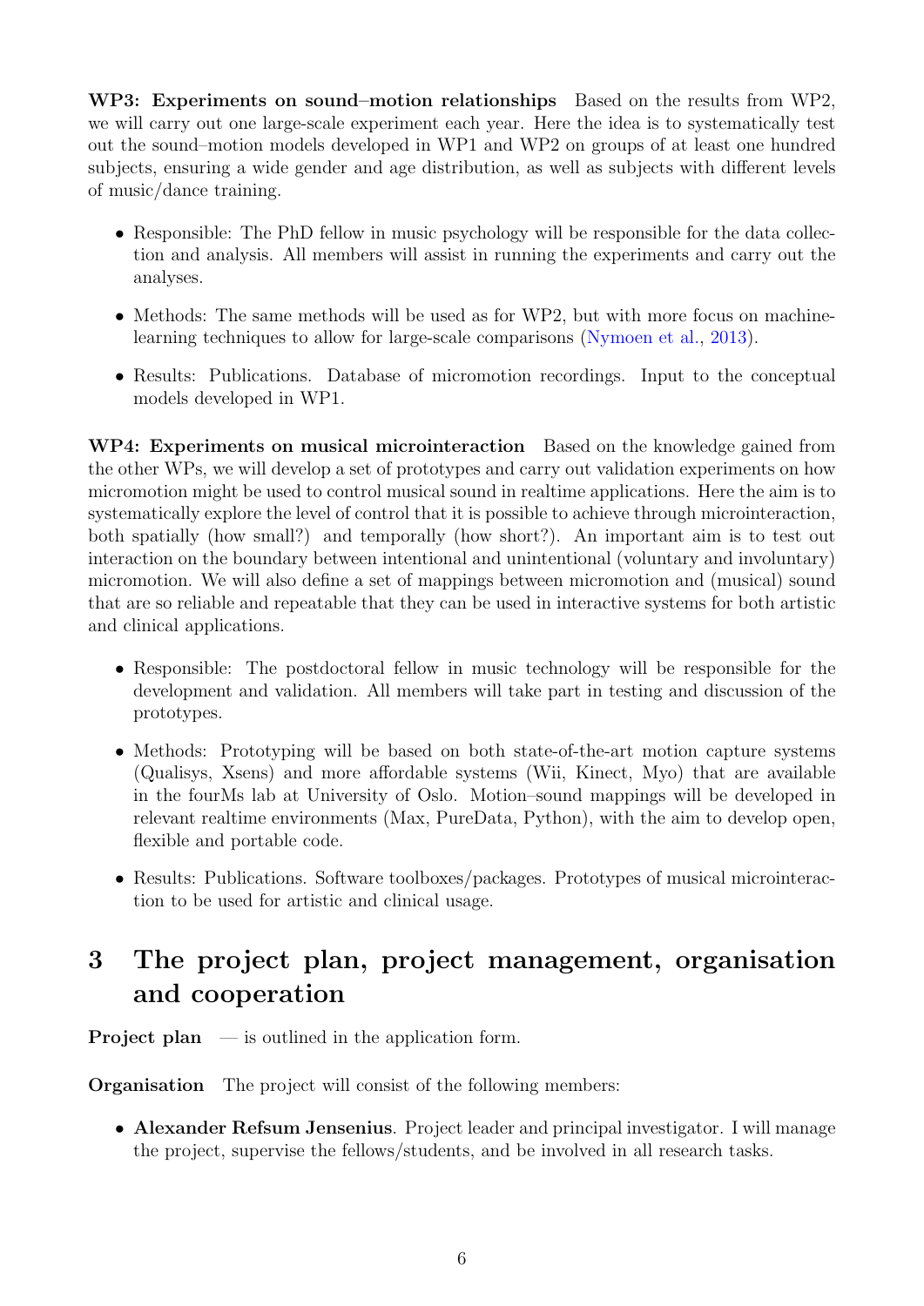**WP3: Experiments on sound–motion relationships** Based on the results from WP2, we will carry out one large-scale experiment each year. Here the idea is to systematically test out the sound–motion models developed in WP1 and WP2 on groups of at least one hundred subjects, ensuring a wide gender and age distribution, as well as subjects with different levels of music/dance training.

- Responsible: The PhD fellow in music psychology will be responsible for the data collection and analysis. All members will assist in running the experiments and carry out the analyses.
- Methods: The same methods will be used as for WP2, but with more focus on machine-learning techniques to allow for large-scale comparisons (Nymoen et al., 2013).
- Results: Publications. Database of micromotion recordings. Input to the conceptual models developed in WP1.

**WP4: Experiments on musical microinteraction** Based on the knowledge gained from the other WPs, we will develop a set of prototypes and carry out validation experiments on how micromotion might be used to control musical sound in realtime applications. Here the aim is to systematically explore the level of control that it is possible to achieve through microinteraction, both spatially (how small?) and temporally (how short?). An important aim is to test out interaction on the boundary between intentional and unintentional (voluntary and involuntary) micromotion. We will also define a set of mappings between micromotion and (musical) sound that are so reliable and repeatable that they can be used in interactive systems for both artistic and clinical applications.

- Responsible: The postdoctoral fellow in music technology will be responsible for the development and validation. All members will take part in testing and discussion of the prototypes.
- Methods: Prototyping will be based on both state-of-the-art motion capture systems (Qualisys, Xsens) and more affordable systems (Wii, Kinect, Myo) that are available in the fourMs lab at University of Oslo. Motion–sound mappings will be developed in relevant realtime environments (Max, PureData, Python), with the aim to develop open, flexible and portable code.
- Results: Publications. Software toolboxes/packages. Prototypes of musical microinteraction to be used for artistic and clinical usage.

# 3 The project plan, project management, organisation and cooperation

**Project plan** — is outlined in the application form.

**Organisation** The project will consist of the following members:

- **Alexander Refsum Jensenius**. Project leader and principal investigator. I will manage the project, supervise the fellows/students, and be involved in all research tasks.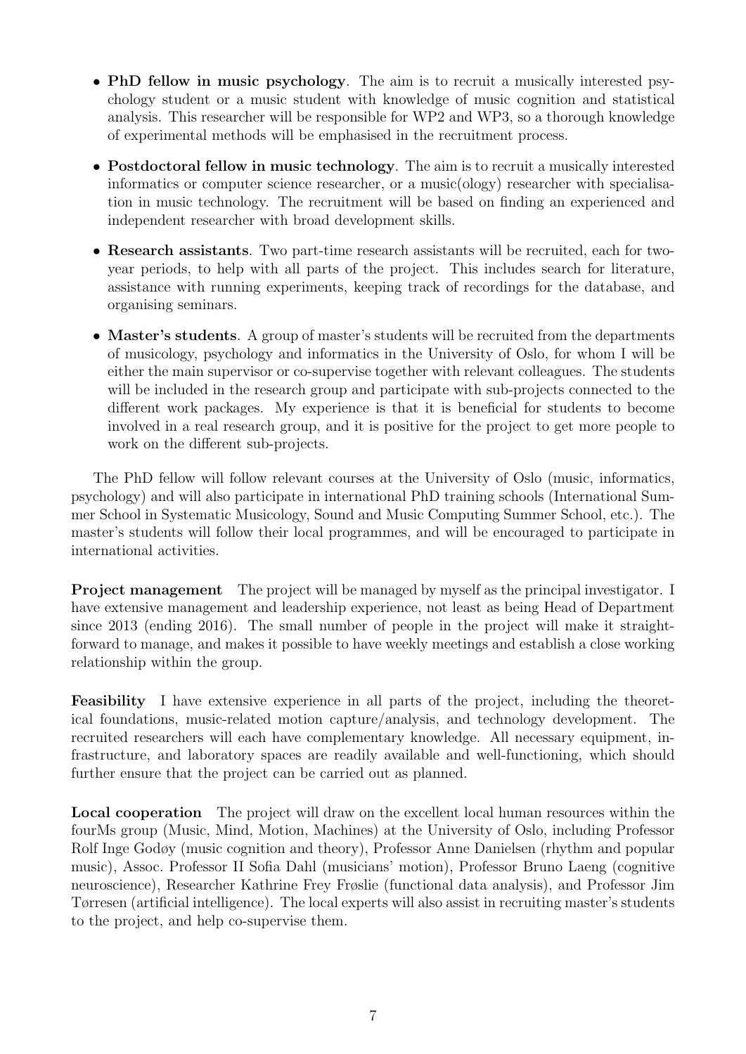- **PhD fellow in music psychology**. The aim is to recruit a musically interested psychology student or a music student with knowledge of music cognition and statistical analysis. This researcher will be responsible for WP2 and WP3, so a thorough knowledge of experimental methods will be emphasised in the recruitment process.
- **Postdoctoral fellow in music technology**. The aim is to recruit a musically interested informatics or computer science researcher, or a music(ology) researcher with specialisation in music technology. The recruitment will be based on finding an experienced and independent researcher with broad development skills.
- **Research assistants**. Two part-time research assistants will be recruited, each for two-year periods, to help with all parts of the project. This includes search for literature, assistance with running experiments, keeping track of recordings for the database, and organising seminars.
- **Master's students**. A group of master's students will be recruited from the departments of musicology, psychology and informatics in the University of Oslo, for whom I will be either the main supervisor or co-supervise together with relevant colleagues. The students will be included in the research group and participate with sub-projects connected to the different work packages. My experience is that it is beneficial for students to become involved in a real research group, and it is positive for the project to get more people to work on the different sub-projects.

The PhD fellow will follow relevant courses at the University of Oslo (music, informatics, psychology) and will also participate in international PhD training schools (International Summer School in Systematic Musicology, Sound and Music Computing Summer School, etc.). The master's students will follow their local programmes, and will be encouraged to participate in international activities.

**Project management** The project will be managed by myself as the principal investigator. I have extensive management and leadership experience, not least as being Head of Department since 2013 (ending 2016). The small number of people in the project will make it straightforward to manage, and makes it possible to have weekly meetings and establish a close working relationship within the group.

**Feasibility** I have extensive experience in all parts of the project, including the theoretical foundations, music-related motion capture/analysis, and technology development. The recruited researchers will each have complementary knowledge. All necessary equipment, infrastructure, and laboratory spaces are readily available and well-functioning, which should further ensure that the project can be carried out as planned.

**Local cooperation** The project will draw on the excellent local human resources within the fourMs group (Music, Mind, Motion, Machines) at the University of Oslo, including Professor Rolf Inge Godøy (music cognition and theory), Professor Anne Danielsen (rhythm and popular music), Assoc. Professor II Sofia Dahl (musicians' motion), Professor Bruno Laeng (cognitive neuroscience), Researcher Kathrine Frey Frøslie (functional data analysis), and Professor Jim Tørresen (artificial intelligence). The local experts will also assist in recruiting master's students to the project, and help co-supervise them.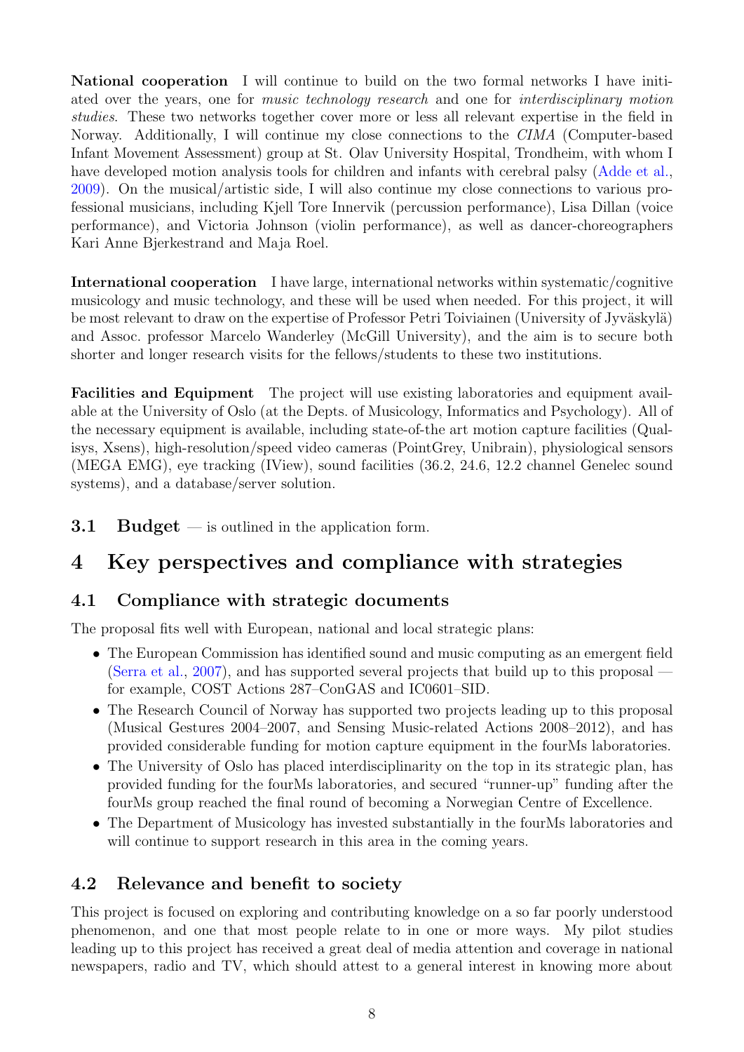**National cooperation** I will continue to build on the two formal networks I have initiated over the years, one for *music technology research* and one for *interdisciplinary motion studies*. These two networks together cover more or less all relevant expertise in the field in Norway. Additionally, I will continue my close connections to the *CIMA* (Computer-based Infant Movement Assessment) group at St. Olav University Hospital, Trondheim, with whom I have developed motion analysis tools for children and infants with cerebral palsy (Adde et al., 2009). On the musical/artistic side, I will also continue my close connections to various professional musicians, including Kjell Tore Innervik (percussion performance), Lisa Dillan (voice performance), and Victoria Johnson (violin performance), as well as dancer-choreographers Kari Anne Bjerkestrand and Maja Roel.

**International cooperation** I have large, international networks within systematic/cognitive musicology and music technology, and these will be used when needed. For this project, it will be most relevant to draw on the expertise of Professor Petri Toiviainen (University of Jyväskylä) and Assoc. professor Marcelo Wanderley (McGill University), and the aim is to secure both shorter and longer research visits for the fellows/students to these two institutions.

**Facilities and Equipment** The project will use existing laboratories and equipment available at the University of Oslo (at the Depts. of Musicology, Informatics and Psychology). All of the necessary equipment is available, including state-of-the art motion capture facilities (Qualisys, Xsens), high-resolution/speed video cameras (PointGrey, Unibrain), physiological sensors (MEGA EMG), eye tracking (IView), sound facilities (36.2, 24.6, 12.2 channel Genelec sound systems), and a database/server solution.

### 3.1 Budget — is outlined in the application form.

## 4 Key perspectives and compliance with strategies

### 4.1 Compliance with strategic documents

The proposal fits well with European, national and local strategic plans:

- The European Commission has identified sound and music computing as an emergent field (Serra et al., 2007), and has supported several projects that build up to this proposal — for example, COST Actions 287–ConGAS and IC0601–SID.
- The Research Council of Norway has supported two projects leading up to this proposal (Musical Gestures 2004–2007, and Sensing Music-related Actions 2008–2012), and has provided considerable funding for motion capture equipment in the fourMs laboratories.
- The University of Oslo has placed interdisciplinarity on the top in its strategic plan, has provided funding for the fourMs laboratories, and secured "runner-up" funding after the fourMs group reached the final round of becoming a Norwegian Centre of Excellence.
- The Department of Musicology has invested substantially in the fourMs laboratories and will continue to support research in this area in the coming years.

### 4.2 Relevance and benefit to society

This project is focused on exploring and contributing knowledge on a so far poorly understood phenomenon, and one that most people relate to in one or more ways. My pilot studies leading up to this project has received a great deal of media attention and coverage in national newspapers, radio and TV, which should attest to a general interest in knowing more about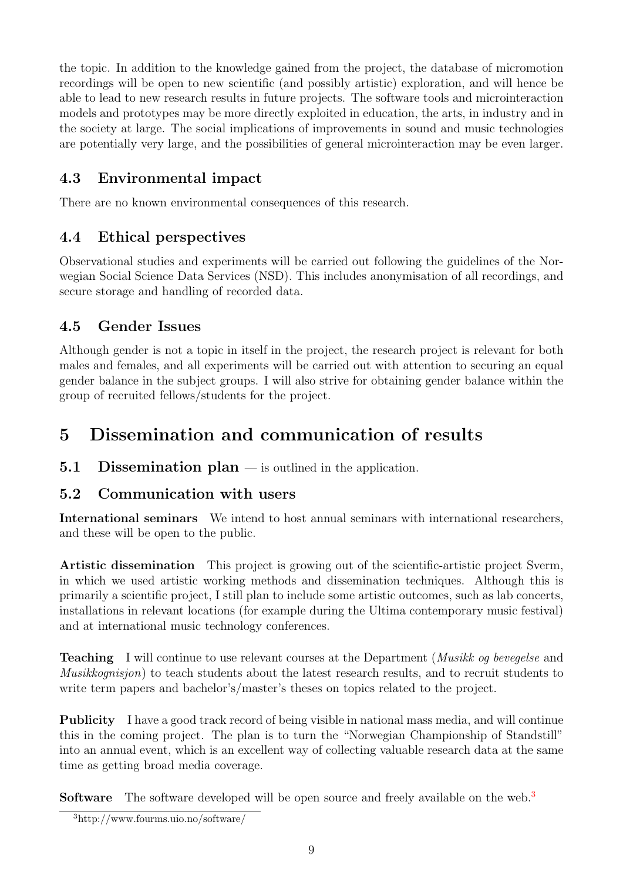the topic. In addition to the knowledge gained from the project, the database of micromotion recordings will be open to new scientific (and possibly artistic) exploration, and will hence be able to lead to new research results in future projects. The software tools and microinteraction models and prototypes may be more directly exploited in education, the arts, in industry and in the society at large. The social implications of improvements in sound and music technologies are potentially very large, and the possibilities of general microinteraction may be even larger.

### 4.3 Environmental impact

There are no known environmental consequences of this research.

### 4.4 Ethical perspectives

Observational studies and experiments will be carried out following the guidelines of the Norwegian Social Science Data Services (NSD). This includes anonymisation of all recordings, and secure storage and handling of recorded data.

### 4.5 Gender Issues

Although gender is not a topic in itself in the project, the research project is relevant for both males and females, and all experiments will be carried out with attention to securing an equal gender balance in the subject groups. I will also strive for obtaining gender balance within the group of recruited fellows/students for the project.

## 5 Dissemination and communication of results

### 5.1 Dissemination plan — is outlined in the application.

### 5.2 Communication with users

**International seminars** We intend to host annual seminars with international researchers, and these will be open to the public.

**Artistic dissemination** This project is growing out of the scientific-artistic project Sverm, in which we used artistic working methods and dissemination techniques. Although this is primarily a scientific project, I still plan to include some artistic outcomes, such as lab concerts, installations in relevant locations (for example during the Ultima contemporary music festival) and at international music technology conferences.

**Teaching** I will continue to use relevant courses at the Department (*Musikk og bevegelse* and *Musikkognisjon*) to teach students about the latest research results, and to recruit students to write term papers and bachelor's/master's theses on topics related to the project.

**Publicity** I have a good track record of being visible in national mass media, and will continue this in the coming project. The plan is to turn the "Norwegian Championship of Standstill" into an annual event, which is an excellent way of collecting valuable research data at the same time as getting broad media coverage.

**Software** The software developed will be open source and freely available on the web.[3]

[3] http://www.fourms.uio.no/software/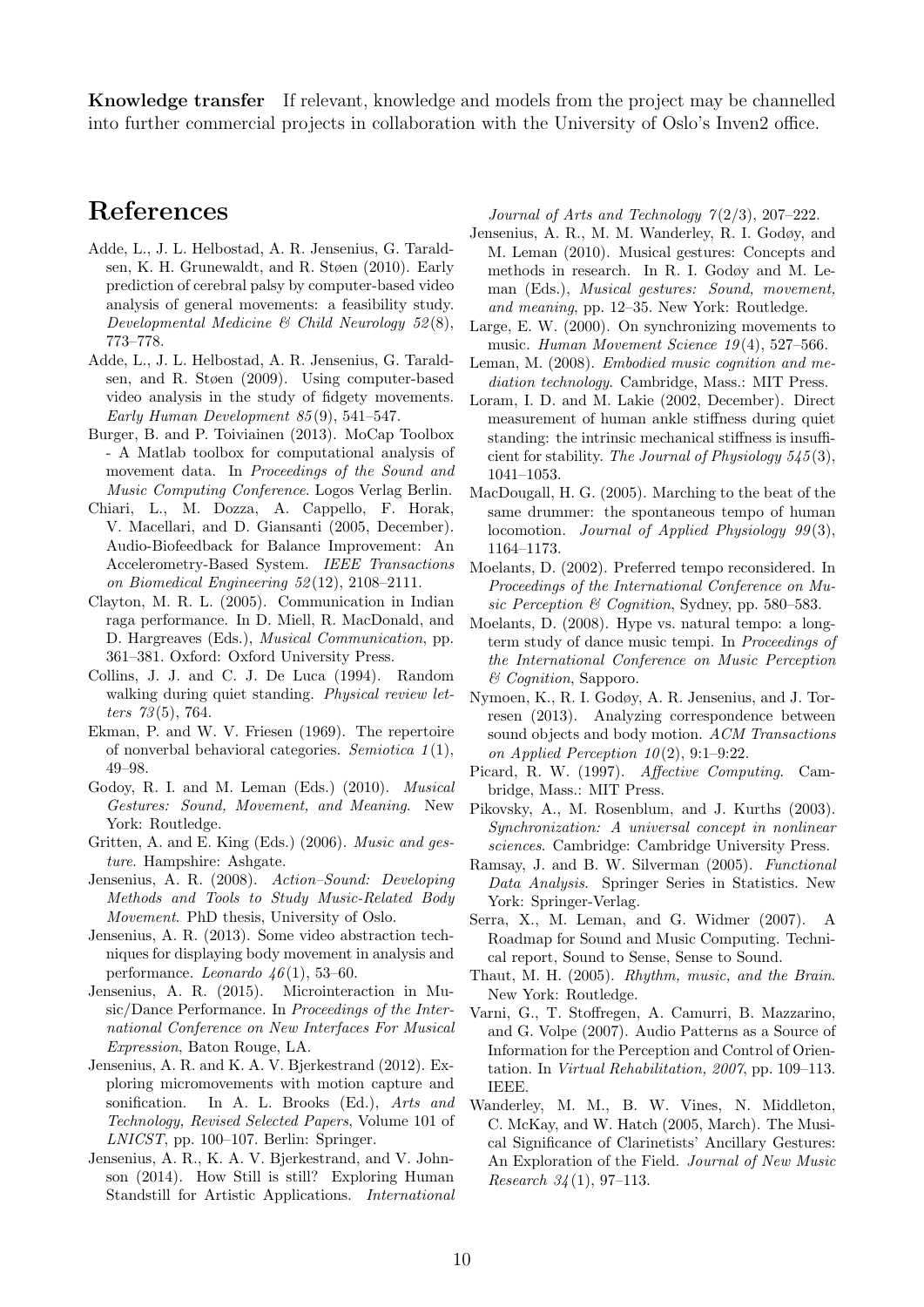**Knowledge transfer** If relevant, knowledge and models from the project may be channelled into further commercial projects in collaboration with the University of Oslo's Inven2 office.

# References

Adde, L., J. L. Helbostad, A. R. Jensenius, G. Taraldsen, K. H. Grunewaldt, and R. Støen (2010). Early prediction of cerebral palsy by computer-based video analysis of general movements: a feasibility study. *Developmental Medicine & Child Neurology 52*(8), 773–778.

Adde, L., J. L. Helbostad, A. R. Jensenius, G. Taraldsen, and R. Støen (2009). Using computer-based video analysis in the study of fidgety movements. *Early Human Development 85*(9), 541–547.

Burger, B. and P. Toiviainen (2013). MoCap Toolbox - A Matlab toolbox for computational analysis of movement data. In *Proceedings of the Sound and Music Computing Conference*. Logos Verlag Berlin.

Chiari, L., M. Dozza, A. Cappello, F. Horak, V. Macellari, and D. Giansanti (2005, December). Audio-Biofeedback for Balance Improvement: An Accelerometry-Based System. *IEEE Transactions on Biomedical Engineering 52*(12), 2108–2111.

Clayton, M. R. L. (2005). Communication in Indian raga performance. In D. Miell, R. MacDonald, and D. Hargreaves (Eds.), *Musical Communication*, pp. 361–381. Oxford: Oxford University Press.

Collins, J. J. and C. J. De Luca (1994). Random walking during quiet standing. *Physical review letters 73*(5), 764.

Ekman, P. and W. V. Friesen (1969). The repertoire of nonverbal behavioral categories. *Semiotica 1*(1), 49–98.

Godoy, R. I. and M. Leman (Eds.) (2010). *Musical Gestures: Sound, Movement, and Meaning*. New York: Routledge.

Gritten, A. and E. King (Eds.) (2006). *Music and gesture*. Hampshire: Ashgate.

Jensenius, A. R. (2008). *Action–Sound: Developing Methods and Tools to Study Music-Related Body Movement*. PhD thesis, University of Oslo.

Jensenius, A. R. (2013). Some video abstraction techniques for displaying body movement in analysis and performance. *Leonardo 46*(1), 53–60.

Jensenius, A. R. (2015). Microinteraction in Music/Dance Performance. In *Proceedings of the International Conference on New Interfaces For Musical Expression*, Baton Rouge, LA.

Jensenius, A. R. and K. A. V. Bjerkestrand (2012). Exploring micromovements with motion capture and sonification. In A. L. Brooks (Ed.), *Arts and Technology, Revised Selected Papers*, Volume 101 of *LNICST*, pp. 100–107. Berlin: Springer.

Jensenius, A. R., K. A. V. Bjerkestrand, and V. Johnson (2014). How Still is still? Exploring Human Standstill for Artistic Applications. *International Journal of Arts and Technology 7*(2/3), 207–222.

Jensenius, A. R., M. M. Wanderley, R. I. Godøy, and M. Leman (2010). Musical gestures: Concepts and methods in research. In R. I. Godøy and M. Leman (Eds.), *Musical gestures: Sound, movement, and meaning*, pp. 12–35. New York: Routledge.

Large, E. W. (2000). On synchronizing movements to music. *Human Movement Science 19*(4), 527–566.

Leman, M. (2008). *Embodied music cognition and mediation technology*. Cambridge, Mass.: MIT Press.

Loram, I. D. and M. Lakie (2002, December). Direct measurement of human ankle stiffness during quiet standing: the intrinsic mechanical stiffness is insufficient for stability. *The Journal of Physiology 545*(3), 1041–1053.

MacDougall, H. G. (2005). Marching to the beat of the same drummer: the spontaneous tempo of human locomotion. *Journal of Applied Physiology 99*(3), 1164–1173.

Moelants, D. (2002). Preferred tempo reconsidered. In *Proceedings of the International Conference on Music Perception & Cognition*, Sydney, pp. 580–583.

Moelants, D. (2008). Hype vs. natural tempo: a long-term study of dance music tempi. In *Proceedings of the International Conference on Music Perception & Cognition*, Sapporo.

Nymoen, K., R. I. Godøy, A. R. Jensenius, and J. Torresen (2013). Analyzing correspondence between sound objects and body motion. *ACM Transactions on Applied Perception 10*(2), 9:1–9:22.

Picard, R. W. (1997). *Affective Computing*. Cambridge, Mass.: MIT Press.

Pikovsky, A., M. Rosenblum, and J. Kurths (2003). *Synchronization: A universal concept in nonlinear sciences*. Cambridge: Cambridge University Press.

Ramsay, J. and B. W. Silverman (2005). *Functional Data Analysis*. Springer Series in Statistics. New York: Springer-Verlag.

Serra, X., M. Leman, and G. Widmer (2007). A Roadmap for Sound and Music Computing. Technical report, Sound to Sense, Sense to Sound.

Thaut, M. H. (2005). *Rhythm, music, and the Brain*. New York: Routledge.

Varni, G., T. Stoffregen, A. Camurri, B. Mazzarino, and G. Volpe (2007). Audio Patterns as a Source of Information for the Perception and Control of Orientation. In *Virtual Rehabilitation, 2007*, pp. 109–113. IEEE.

Wanderley, M. M., B. W. Vines, N. Middleton, C. McKay, and W. Hatch (2005, March). The Musical Significance of Clarinetists' Ancillary Gestures: An Exploration of the Field. *Journal of New Music Research 34*(1), 97–113.